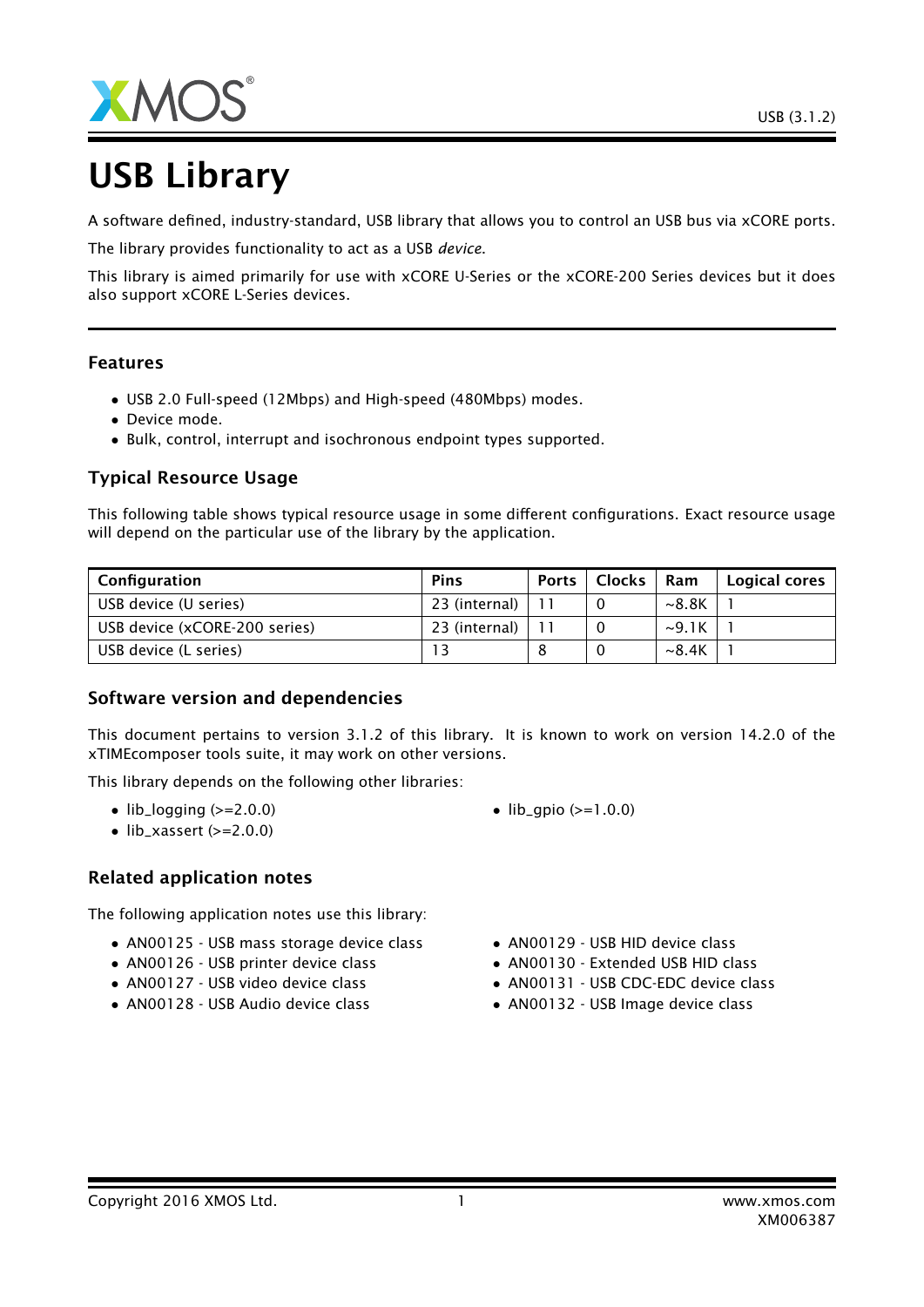# USB Library

A software defined, industry-standard, USB library that allows you to control an USB bus via xCORE ports.

The library provides functionality to act as a USB *device*.

This library is aimed primarily for use with xCORE U-Series or the xCORE-200 Series devices but it does also support xCORE L-Series devices.

## Features

- USB 2.0 Full-speed (12Mbps) and High-speed (480Mbps) modes.
- Device mode.
- Bulk, control, interrupt and isochronous endpoint types supported.

## Typical Resource Usage

This following table shows typical resource usage in some different configurations. Exact resource usage will depend on the particular use of the library by the application.

| Configuration | Pins | Ports | Clocks | Ram | Logical cores |
|---|---|---|---|---|---|
| USB device (U series) | 23 (internal) | 11 | 0 | ~8.8K | 1 |
| USB device (xCORE-200 series) | 23 (internal) | 11 | 0 | ~9.1K | 1 |
| USB device (L series) | 13 | 8 | 0 | ~8.4K | 1 |

## Software version and dependencies

This document pertains to version 3.1.2 of this library. It is known to work on version 14.2.0 of the xTIMEcomposer tools suite, it may work on other versions.

This library depends on the following other libraries:

- lib_logging (>=2.0.0)
- lib_xassert (>=2.0.0)
- lib_gpio (>=1.0.0)

## Related application notes

The following application notes use this library:

- AN00125 - USB mass storage device class
- AN00126 - USB printer device class
- AN00127 - USB video device class
- AN00128 - USB Audio device class
- AN00129 - USB HID device class
- AN00130 - Extended USB HID class
- AN00131 - USB CDC-EDC device class
- AN00132 - USB Image device class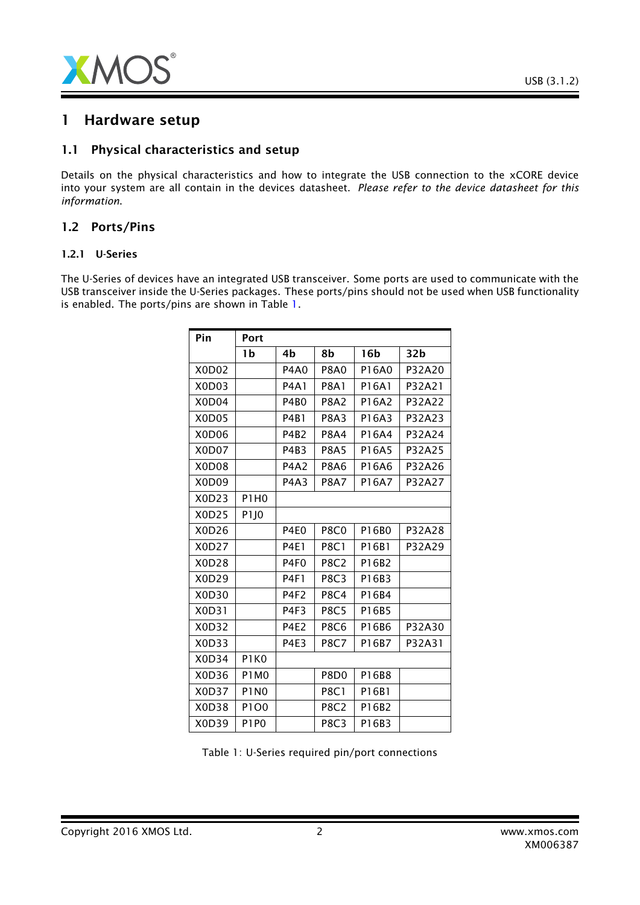// 1 Hardware setup

## 1.1 Physical characteristics and setup

Details on the physical characteristics and how to integrate the USB connection to the xCORE device into your system are all contain in the devices datasheet. *Please refer to the device datasheet for this information.*

## 1.2 Ports/Pins

### 1.2.1 U-Series

The U-Series of devices have an integrated USB transceiver. Some ports are used to communicate with the USB transceiver inside the U-Series packages. These ports/pins should not be used when USB functionality is enabled. The ports/pins are shown in Table 1.

| Pin | Port | | | | |
|---|---|---|---|---|---|
| | 1b | 4b | 8b | 16b | 32b |
| X0D02 | | P4A0 | P8A0 | P16A0 | P32A20 |
| X0D03 | | P4A1 | P8A1 | P16A1 | P32A21 |
| X0D04 | | P4B0 | P8A2 | P16A2 | P32A22 |
| X0D05 | | P4B1 | P8A3 | P16A3 | P32A23 |
| X0D06 | | P4B2 | P8A4 | P16A4 | P32A24 |
| X0D07 | | P4B3 | P8A5 | P16A5 | P32A25 |
| X0D08 | | P4A2 | P8A6 | P16A6 | P32A26 |
| X0D09 | | P4A3 | P8A7 | P16A7 | P32A27 |
| X0D23 | P1H0 | | | | |
| X0D25 | P1J0 | | | | |
| X0D26 | | P4E0 | P8C0 | P16B0 | P32A28 |
| X0D27 | | P4E1 | P8C1 | P16B1 | P32A29 |
| X0D28 | | P4F0 | P8C2 | P16B2 | |
| X0D29 | | P4F1 | P8C3 | P16B3 | |
| X0D30 | | P4F2 | P8C4 | P16B4 | |
| X0D31 | | P4F3 | P8C5 | P16B5 | |
| X0D32 | | P4E2 | P8C6 | P16B6 | P32A30 |
| X0D33 | | P4E3 | P8C7 | P16B7 | P32A31 |
| X0D34 | P1K0 | | | | |
| X0D36 | P1M0 | | P8D0 | P16B8 | |
| X0D37 | P1N0 | | P8C1 | P16B1 | |
| X0D38 | P1O0 | | P8C2 | P16B2 | |
| X0D39 | P1P0 | | P8C3 | P16B3 | |

Table 1: U-Series required pin/port connections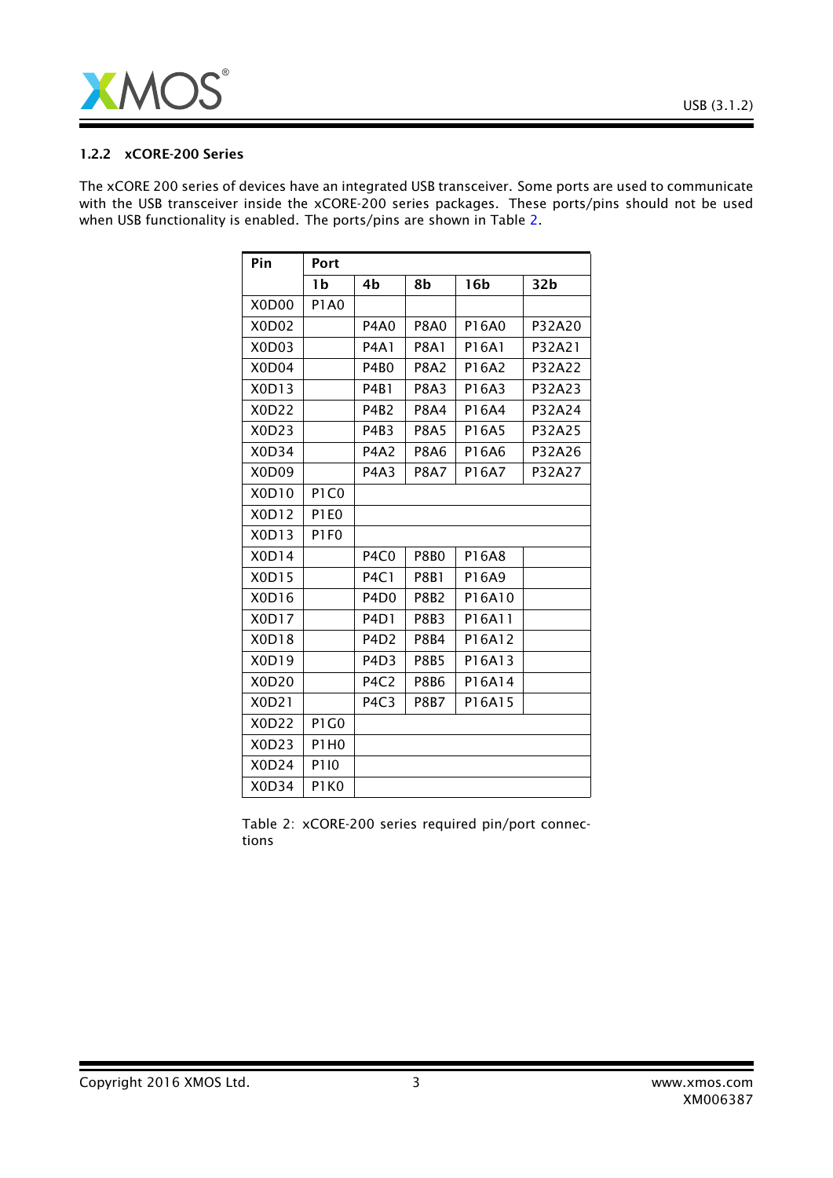### 1.2.2 xCORE-200 Series

The xCORE 200 series of devices have an integrated USB transceiver. Some ports are used to communicate with the USB transceiver inside the xCORE-200 series packages. These ports/pins should not be used when USB functionality is enabled. The ports/pins are shown in Table 2.

| Pin | Port | | | | |
|---|---|---|---|---|---|
| | 1b | 4b | 8b | 16b | 32b |
| X0D00 | P1A0 | | | | |
| X0D02 | | P4A0 | P8A0 | P16A0 | P32A20 |
| X0D03 | | P4A1 | P8A1 | P16A1 | P32A21 |
| X0D04 | | P4B0 | P8A2 | P16A2 | P32A22 |
| X0D13 | | P4B1 | P8A3 | P16A3 | P32A23 |
| X0D22 | | P4B2 | P8A4 | P16A4 | P32A24 |
| X0D23 | | P4B3 | P8A5 | P16A5 | P32A25 |
| X0D34 | | P4A2 | P8A6 | P16A6 | P32A26 |
| X0D09 | | P4A3 | P8A7 | P16A7 | P32A27 |
| X0D10 | P1C0 | | | | |
| X0D12 | P1E0 | | | | |
| X0D13 | P1F0 | | | | |
| X0D14 | | P4C0 | P8B0 | P16A8 | |
| X0D15 | | P4C1 | P8B1 | P16A9 | |
| X0D16 | | P4D0 | P8B2 | P16A10 | |
| X0D17 | | P4D1 | P8B3 | P16A11 | |
| X0D18 | | P4D2 | P8B4 | P16A12 | |
| X0D19 | | P4D3 | P8B5 | P16A13 | |
| X0D20 | | P4C2 | P8B6 | P16A14 | |
| X0D21 | | P4C3 | P8B7 | P16A15 | |
| X0D22 | P1G0 | | | | |
| X0D23 | P1H0 | | | | |
| X0D24 | P1I0 | | | | |
| X0D34 | P1K0 | | | | |

Table 2: xCORE-200 series required pin/port connections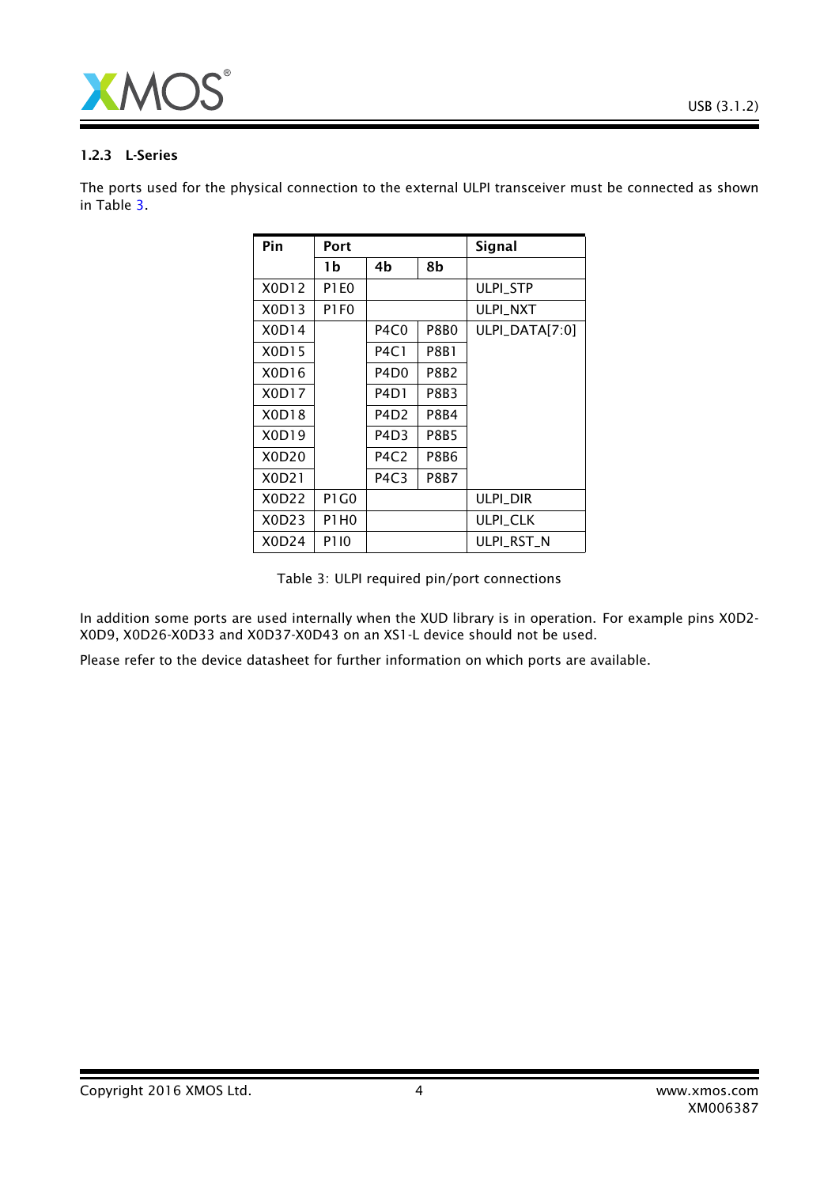### 1.2.3 L-Series

The ports used for the physical connection to the external ULPI transceiver must be connected as shown in Table 3.

| Pin | Port | | | Signal |
|---|---|---|---|---|
| | 1b | 4b | 8b | |
| X0D12 | P1E0 | | | ULPI_STP |
| X0D13 | P1F0 | | | ULPI_NXT |
| X0D14 | | P4C0 | P8B0 | ULPI_DATA[7:0] |
| X0D15 | | P4C1 | P8B1 | |
| X0D16 | | P4D0 | P8B2 | |
| X0D17 | | P4D1 | P8B3 | |
| X0D18 | | P4D2 | P8B4 | |
| X0D19 | | P4D3 | P8B5 | |
| X0D20 | | P4C2 | P8B6 | |
| X0D21 | | P4C3 | P8B7 | |
| X0D22 | P1G0 | | | ULPI_DIR |
| X0D23 | P1H0 | | | ULPI_CLK |
| X0D24 | P1I0 | | | ULPI_RST_N |

Table 3: ULPI required pin/port connections

In addition some ports are used internally when the XUD library is in operation. For example pins X0D2-X0D9, X0D26-X0D33 and X0D37-X0D43 on an XS1-L device should not be used.

Please refer to the device datasheet for further information on which ports are available.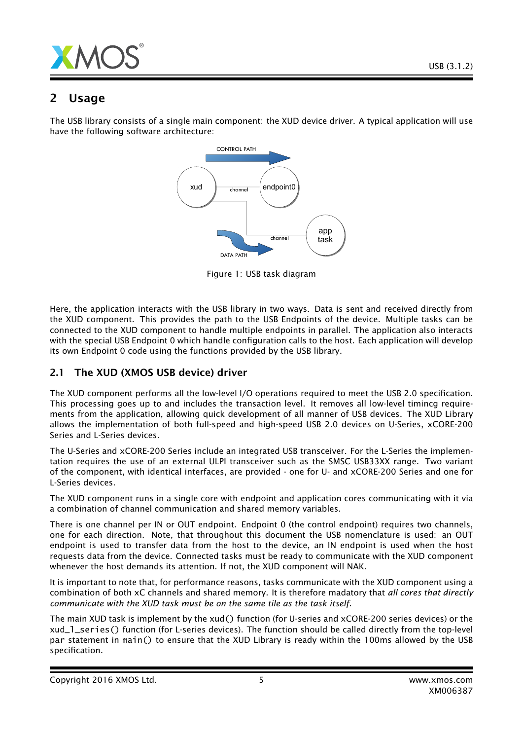## 2 Usage

The USB library consists of a single main component: the XUD device driver. A typical application will use have the following software architecture:

Figure 1: USB task diagram

Here, the application interacts with the USB library in two ways. Data is sent and received directly from the XUD component. This provides the path to the USB Endpoints of the device. Multiple tasks can be connected to the XUD component to handle multiple endpoints in parallel. The application also interacts with the special USB Endpoint 0 which handle configuration calls to the host. Each application will develop its own Endpoint 0 code using the functions provided by the USB library.

### 2.1 The XUD (XMOS USB device) driver

The XUD component performs all the low-level I/O operations required to meet the USB 2.0 specification. This processing goes up to and includes the transaction level. It removes all low-level timincg requirements from the application, allowing quick development of all manner of USB devices. The XUD Library allows the implementation of both full-speed and high-speed USB 2.0 devices on U-Series, xCORE-200 Series and L-Series devices.

The U-Series and xCORE-200 Series include an integrated USB transceiver. For the L-Series the implementation requires the use of an external ULPI transceiver such as the SMSC USB33XX range. Two variant of the component, with identical interfaces, are provided - one for U- and xCORE-200 Series and one for L-Series devices.

The XUD component runs in a single core with endpoint and application cores communicating with it via a combination of channel communication and shared memory variables.

There is one channel per IN or OUT endpoint. Endpoint 0 (the control endpoint) requires two channels, one for each direction. Note, that throughout this document the USB nomenclature is used: an OUT endpoint is used to transfer data from the host to the device, an IN endpoint is used when the host requests data from the device. Connected tasks must be ready to communicate with the XUD component whenever the host demands its attention. If not, the XUD component will NAK.

It is important to note that, for performance reasons, tasks communicate with the XUD component using a combination of both xC channels and shared memory. It is therefore madatory that *all cores that directly communicate with the XUD task must be on the same tile as the task itself*.

The main XUD task is implement by the `xud()` function (for U-series and xCORE-200 series devices) or the `xud_l_series()` function (for L-series devices). The function should be called directly from the top-level `par` statement in `main()` to ensure that the XUD Library is ready within the 100ms allowed by the USB specification.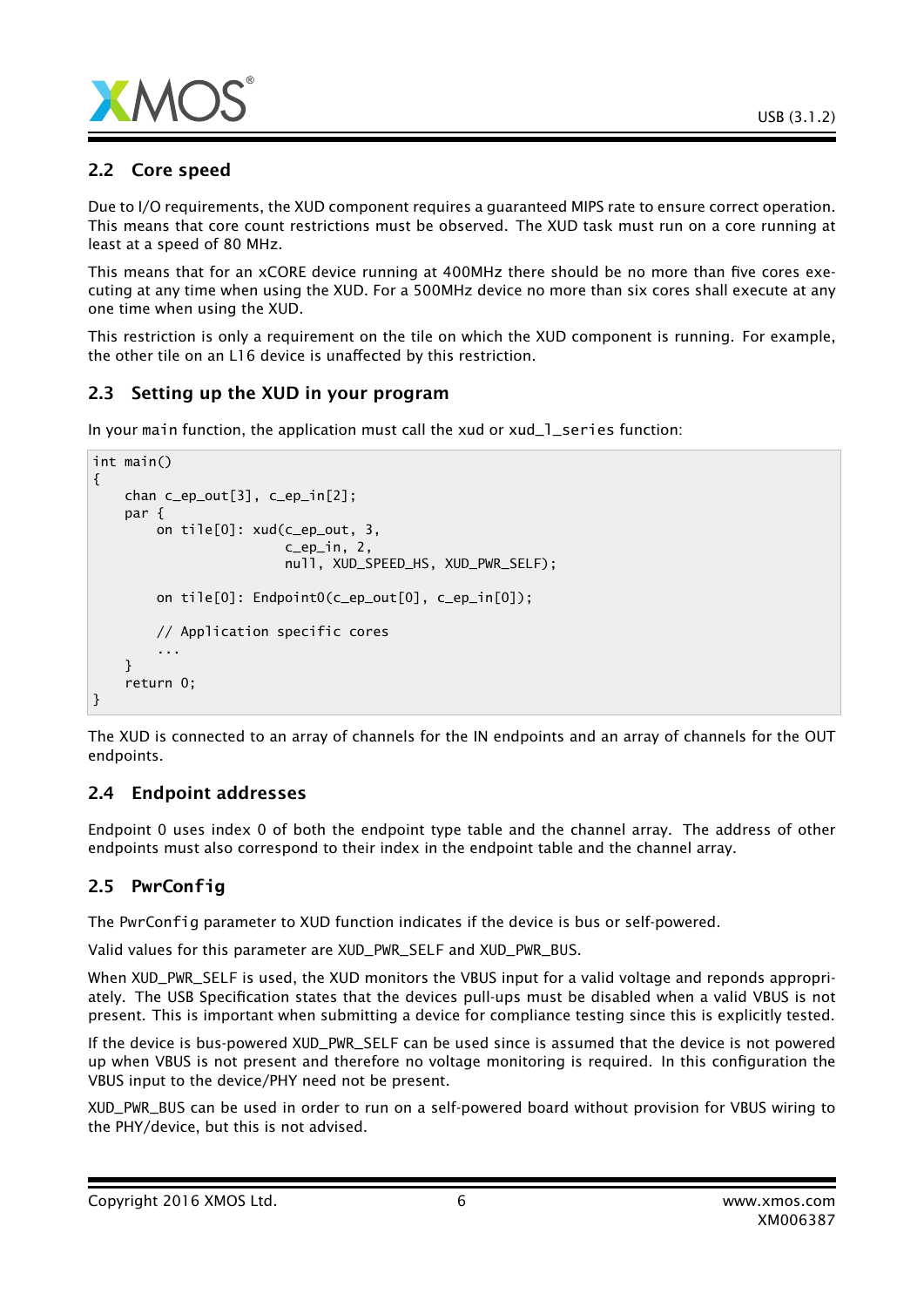## 2.2 Core speed

Due to I/O requirements, the XUD component requires a guaranteed MIPS rate to ensure correct operation. This means that core count restrictions must be observed. The XUD task must run on a core running at least at a speed of 80 MHz.

This means that for an xCORE device running at 400MHz there should be no more than five cores executing at any time when using the XUD. For a 500MHz device no more than six cores shall execute at any one time when using the XUD.

This restriction is only a requirement on the tile on which the XUD component is running. For example, the other tile on an L16 device is unaffected by this restriction.

## 2.3 Setting up the XUD in your program

In your `main` function, the application must call the xud or `xud_l_series` function:

```
int main()
{
    chan c_ep_out[3], c_ep_in[2];
    par {
        on tile[0]: xud(c_ep_out, 3,
                        c_ep_in, 2,
                        null, XUD_SPEED_HS, XUD_PWR_SELF);

        on tile[0]: Endpoint0(c_ep_out[0], c_ep_in[0]);

        // Application specific cores
        ...
    }
    return 0;
}
```

The XUD is connected to an array of channels for the IN endpoints and an array of channels for the OUT endpoints.

## 2.4 Endpoint addresses

Endpoint 0 uses index 0 of both the endpoint type table and the channel array. The address of other endpoints must also correspond to their index in the endpoint table and the channel array.

## 2.5 PwrConfig

The `PwrConfig` parameter to XUD function indicates if the device is bus or self-powered.

Valid values for this parameter are XUD_PWR_SELF and XUD_PWR_BUS.

When XUD_PWR_SELF is used, the XUD monitors the VBUS input for a valid voltage and reponds appropriately. The USB Specification states that the devices pull-ups must be disabled when a valid VBUS is not present. This is important when submitting a device for compliance testing since this is explicitly tested.

If the device is bus-powered XUD_PWR_SELF can be used since is assumed that the device is not powered up when VBUS is not present and therefore no voltage monitoring is required. In this configuration the VBUS input to the device/PHY need not be present.

XUD_PWR_BUS can be used in order to run on a self-powered board without provision for VBUS wiring to the PHY/device, but this is not advised.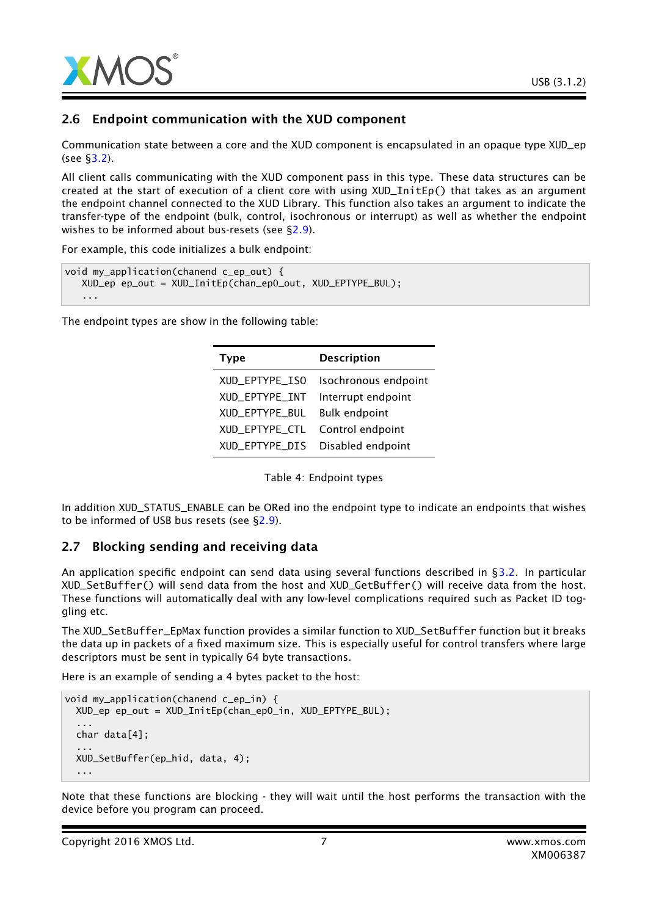## 2.6 Endpoint communication with the XUD component

Communication state between a core and the XUD component is encapsulated in an opaque type XUD_ep (see §3.2).

All client calls communicating with the XUD component pass in this type. These data structures can be created at the start of execution of a client core with using XUD_InitEp() that takes as an argument the endpoint channel connected to the XUD Library. This function also takes an argument to indicate the transfer-type of the endpoint (bulk, control, isochronous or interrupt) as well as whether the endpoint wishes to be informed about bus-resets (see §2.9).

For example, this code initializes a bulk endpoint:

```
void my_application(chanend c_ep_out) {
   XUD_ep ep_out = XUD_InitEp(chan_ep0_out, XUD_EPTYPE_BUL);
   ...
```

The endpoint types are show in the following table:

| Type | Description |
|---|---|
| XUD_EPTYPE_ISO | Isochronous endpoint |
| XUD_EPTYPE_INT | Interrupt endpoint |
| XUD_EPTYPE_BUL | Bulk endpoint |
| XUD_EPTYPE_CTL | Control endpoint |
| XUD_EPTYPE_DIS | Disabled endpoint |

Table 4: Endpoint types

In addition XUD_STATUS_ENABLE can be ORed ino the endpoint type to indicate an endpoints that wishes to be informed of USB bus resets (see §2.9).

## 2.7 Blocking sending and receiving data

An application specific endpoint can send data using several functions described in §3.2. In particular XUD_SetBuffer() will send data from the host and XUD_GetBuffer() will receive data from the host. These functions will automatically deal with any low-level complications required such as Packet ID toggling etc.

The XUD_SetBuffer_EpMax function provides a similar function to XUD_SetBuffer function but it breaks the data up in packets of a fixed maximum size. This is especially useful for control transfers where large descriptors must be sent in typically 64 byte transactions.

Here is an example of sending a 4 bytes packet to the host:

```
void my_application(chanend c_ep_in) {
  XUD_ep ep_out = XUD_InitEp(chan_ep0_in, XUD_EPTYPE_BUL);
  ...
  char data[4];
  ...
  XUD_SetBuffer(ep_hid, data, 4);
  ...
```

Note that these functions are blocking - they will wait until the host performs the transaction with the device before you program can proceed.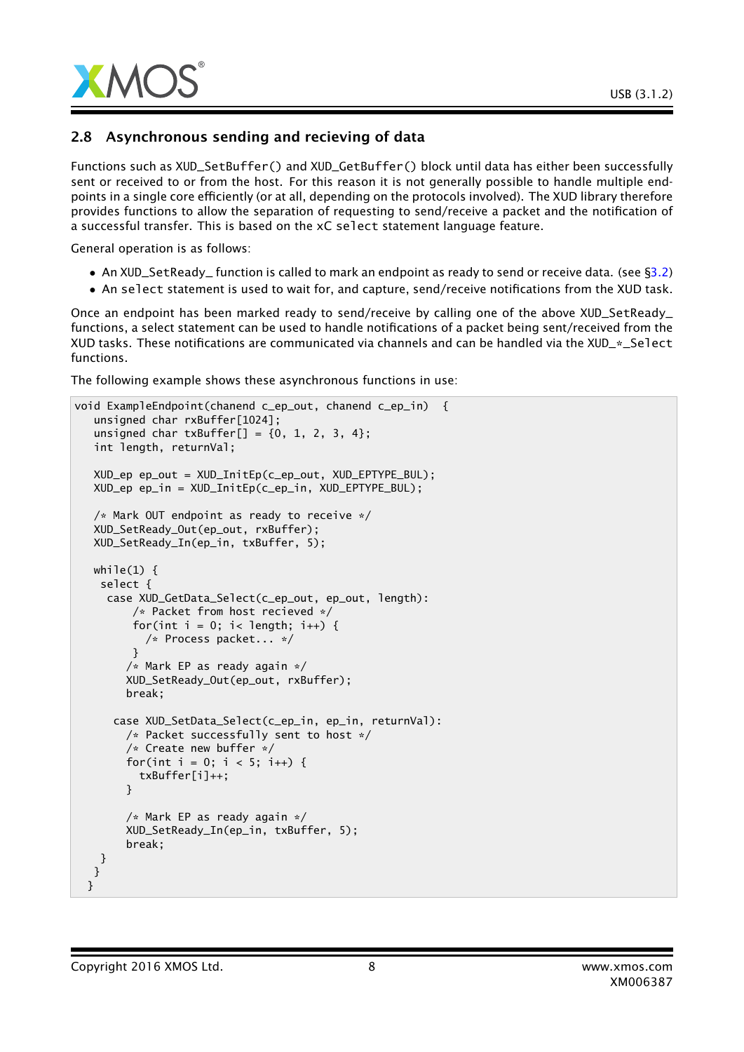## 2.8 Asynchronous sending and recieving of data

Functions such as XUD_SetBuffer() and XUD_GetBuffer() block until data has either been successfully sent or received to or from the host. For this reason it is not generally possible to handle multiple endpoints in a single core efficiently (or at all, depending on the protocols involved). The XUD library therefore provides functions to allow the separation of requesting to send/receive a packet and the notification of a successful transfer. This is based on the xC select statement language feature.

General operation is as follows:

- An XUD_SetReady_ function is called to mark an endpoint as ready to send or receive data. (see §3.2)
- An select statement is used to wait for, and capture, send/receive notifications from the XUD task.

Once an endpoint has been marked ready to send/receive by calling one of the above XUD_SetReady_ functions, a select statement can be used to handle notifications of a packet being sent/received from the XUD tasks. These notifications are communicated via channels and can be handled via the XUD_*_Select functions.

The following example shows these asynchronous functions in use:

```
void ExampleEndpoint(chanend c_ep_out, chanend c_ep_in)  {
   unsigned char rxBuffer[1024];
   unsigned char txBuffer[] = {0, 1, 2, 3, 4};
   int length, returnVal;

   XUD_ep ep_out = XUD_InitEp(c_ep_out, XUD_EPTYPE_BUL);
   XUD_ep ep_in = XUD_InitEp(c_ep_in, XUD_EPTYPE_BUL);

   /* Mark OUT endpoint as ready to receive */
   XUD_SetReady_Out(ep_out, rxBuffer);
   XUD_SetReady_In(ep_in, txBuffer, 5);

   while(1) {
    select {
     case XUD_GetData_Select(c_ep_out, ep_out, length):
         /* Packet from host recieved */
         for(int i = 0; i< length; i++) {
           /* Process packet... */
         }
        /* Mark EP as ready again */
        XUD_SetReady_Out(ep_out, rxBuffer);
        break;

      case XUD_SetData_Select(c_ep_in, ep_in, returnVal):
        /* Packet successfully sent to host */
        /* Create new buffer */
        for(int i = 0; i < 5; i++) {
          txBuffer[i]++;
        }

        /* Mark EP as ready again */
        XUD_SetReady_In(ep_in, txBuffer, 5);
        break;
    }
   }
  }
```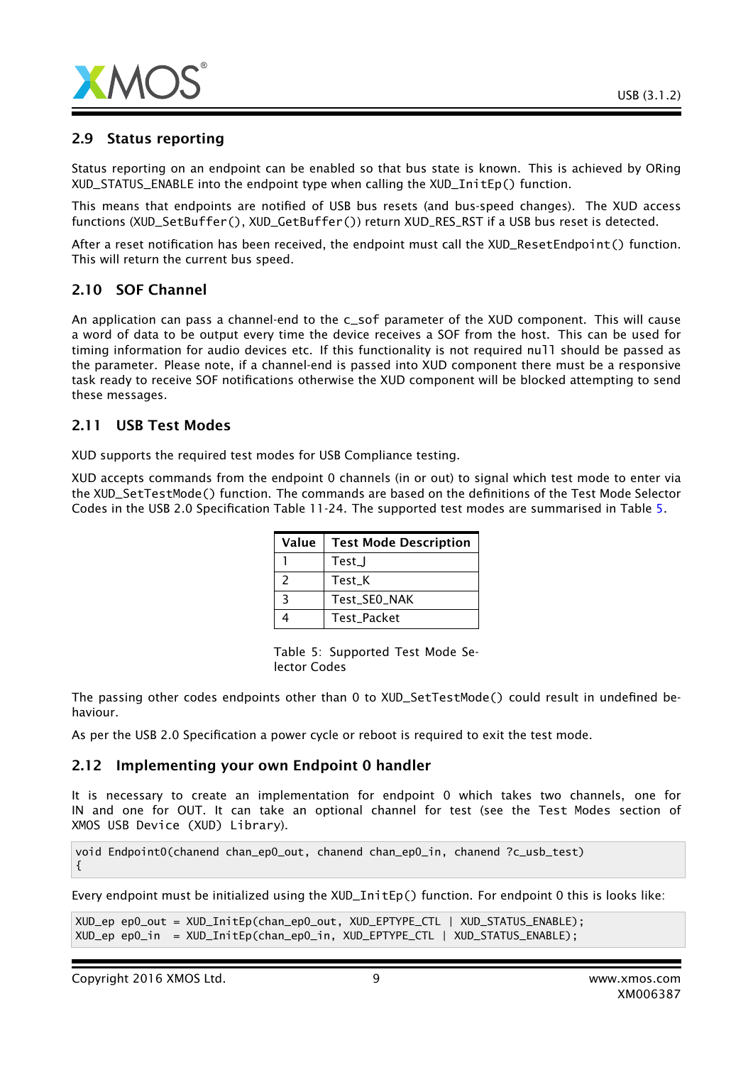## 2.9 Status reporting

Status reporting on an endpoint can be enabled so that bus state is known. This is achieved by ORing XUD_STATUS_ENABLE into the endpoint type when calling the XUD_InitEp() function.

This means that endpoints are notified of USB bus resets (and bus-speed changes). The XUD access functions (XUD_SetBuffer(), XUD_GetBuffer()) return XUD_RES_RST if a USB bus reset is detected.

After a reset notification has been received, the endpoint must call the XUD_ResetEndpoint() function. This will return the current bus speed.

## 2.10 SOF Channel

An application can pass a channel-end to the c_sof parameter of the XUD component. This will cause a word of data to be output every time the device receives a SOF from the host. This can be used for timing information for audio devices etc. If this functionality is not required null should be passed as the parameter. Please note, if a channel-end is passed into XUD component there must be a responsive task ready to receive SOF notifications otherwise the XUD component will be blocked attempting to send these messages.

## 2.11 USB Test Modes

XUD supports the required test modes for USB Compliance testing.

XUD accepts commands from the endpoint 0 channels (in or out) to signal which test mode to enter via the XUD_SetTestMode() function. The commands are based on the definitions of the Test Mode Selector Codes in the USB 2.0 Specification Table 11-24. The supported test modes are summarised in Table 5.

| Value | Test Mode Description |
|---|---|
| 1 | Test_J |
| 2 | Test_K |
| 3 | Test_SE0_NAK |
| 4 | Test_Packet |

Table 5: Supported Test Mode Selector Codes

The passing other codes endpoints other than 0 to XUD_SetTestMode() could result in undefined behaviour.

As per the USB 2.0 Specification a power cycle or reboot is required to exit the test mode.

## 2.12 Implementing your own Endpoint 0 handler

It is necessary to create an implementation for endpoint 0 which takes two channels, one for IN and one for OUT. It can take an optional channel for test (see the Test Modes section of XMOS USB Device (XUD) Library).

```
void Endpoint0(chanend chan_ep0_out, chanend chan_ep0_in, chanend ?c_usb_test)
{
```

Every endpoint must be initialized using the XUD_InitEp() function. For endpoint 0 this is looks like:

```
XUD_ep ep0_out = XUD_InitEp(chan_ep0_out, XUD_EPTYPE_CTL | XUD_STATUS_ENABLE);
XUD_ep ep0_in  = XUD_InitEp(chan_ep0_in, XUD_EPTYPE_CTL | XUD_STATUS_ENABLE);
```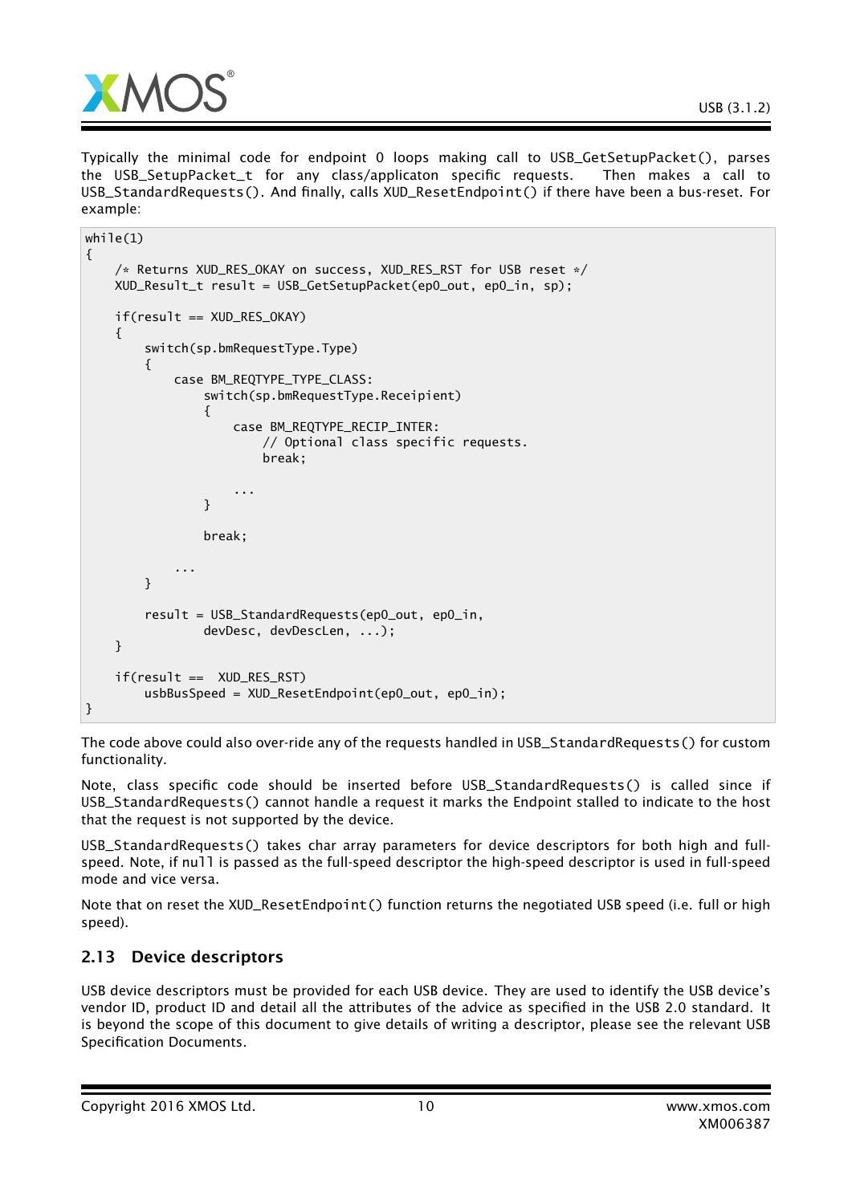Typically the minimal code for endpoint 0 loops making call to USB_GetSetupPacket(), parses the USB_SetupPacket_t for any class/applicaton specific requests. Then makes a call to USB_StandardRequests(). And finally, calls XUD_ResetEndpoint() if there have been a bus-reset. For example:

```
while(1)
{
    /* Returns XUD_RES_OKAY on success, XUD_RES_RST for USB reset */
    XUD_Result_t result = USB_GetSetupPacket(ep0_out, ep0_in, sp);

    if(result == XUD_RES_OKAY)
    {
        switch(sp.bmRequestType.Type)
        {
            case BM_REQTYPE_TYPE_CLASS:
                switch(sp.bmRequestType.Receipient)
                {
                    case BM_REQTYPE_RECIP_INTER:
                        // Optional class specific requests.
                        break;

                    ...
                }

                break;

            ...
        }

        result = USB_StandardRequests(ep0_out, ep0_in,
                devDesc, devDescLen, ...);
    }

    if(result ==  XUD_RES_RST)
        usbBusSpeed = XUD_ResetEndpoint(ep0_out, ep0_in);
}
```

The code above could also over-ride any of the requests handled in USB_StandardRequests() for custom functionality.

Note, class specific code should be inserted before USB_StandardRequests() is called since if USB_StandardRequests() cannot handle a request it marks the Endpoint stalled to indicate to the host that the request is not supported by the device.

USB_StandardRequests() takes char array parameters for device descriptors for both high and full-speed. Note, if null is passed as the full-speed descriptor the high-speed descriptor is used in full-speed mode and vice versa.

Note that on reset the XUD_ResetEndpoint() function returns the negotiated USB speed (i.e. full or high speed).

## 2.13 Device descriptors

USB device descriptors must be provided for each USB device. They are used to identify the USB device's vendor ID, product ID and detail all the attributes of the advice as specified in the USB 2.0 standard. It is beyond the scope of this document to give details of writing a descriptor, please see the relevant USB Specification Documents.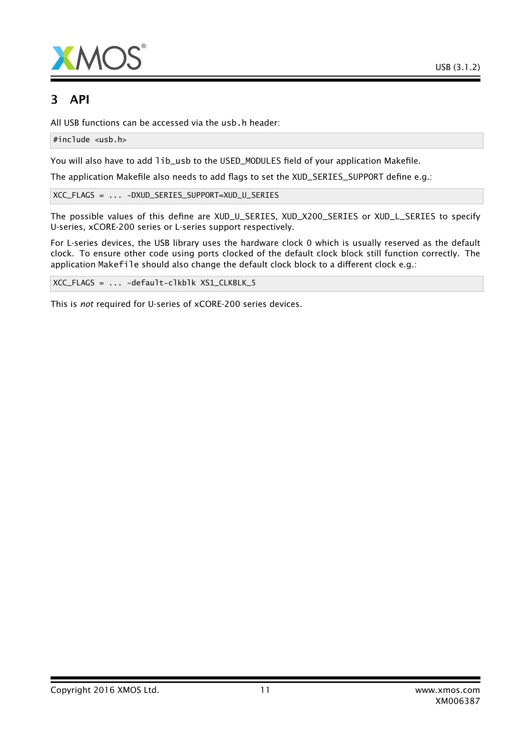# 3 API

All USB functions can be accessed via the `usb.h` header:

```
#include <usb.h>
```

You will also have to add `lib_usb` to the USED_MODULES field of your application Makefile.

The application Makefile also needs to add flags to set the XUD_SERIES_SUPPORT define e.g.:

```
XCC_FLAGS = ... -DXUD_SERIES_SUPPORT=XUD_U_SERIES
```

The possible values of this define are XUD_U_SERIES, XUD_X200_SERIES or XUD_L_SERIES to specify U-series, xCORE-200 series or L-series support respectively.

For L-series devices, the USB library uses the hardware clock 0 which is usually reserved as the default clock. To ensure other code using ports clocked of the default clock block still function correctly. The application `Makefile` should also change the default clock block to a different clock e.g.:

```
XCC_FLAGS = ... -default-clkblk XS1_CLKBLK_5
```

This is *not* required for U-series of xCORE-200 series devices.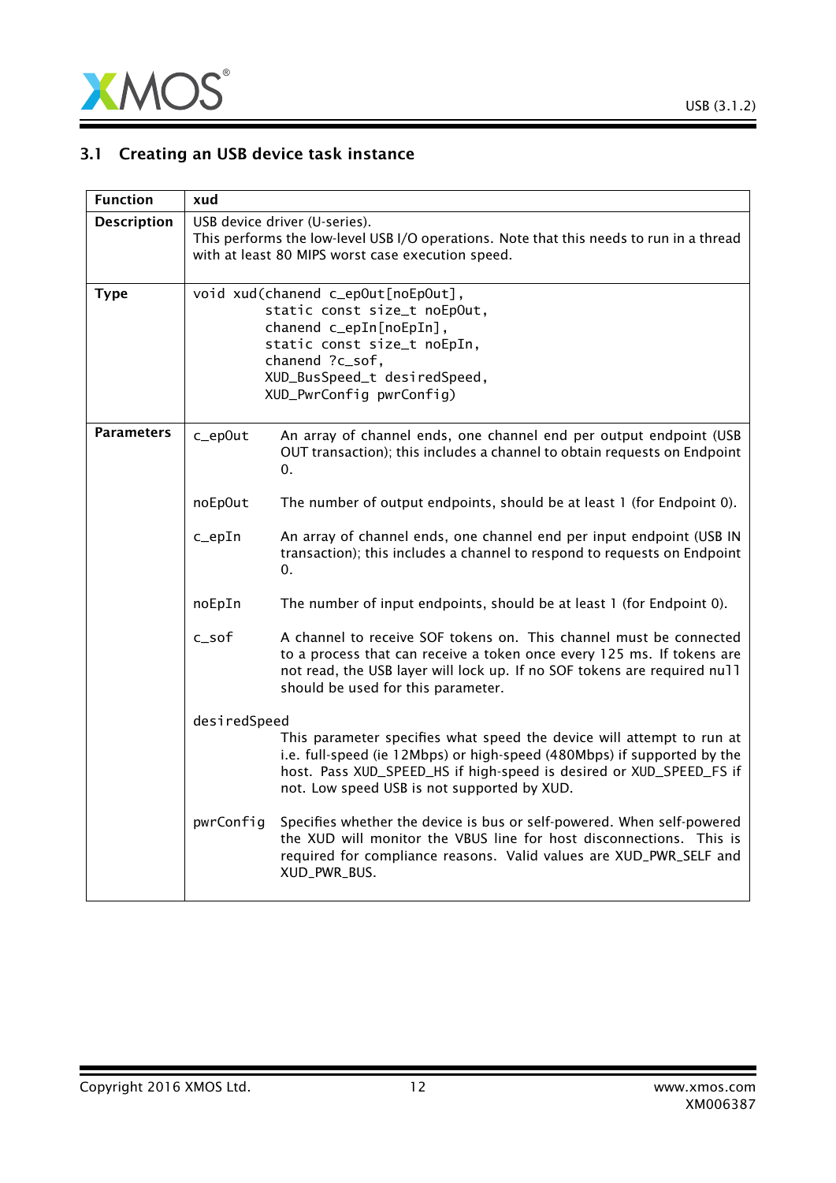## 3.1 Creating an USB device task instance

| Function | xud |
|---|---|
| **Description** | USB device driver (U-series).<br>This performs the low-level USB I/O operations. Note that this needs to run in a thread with at least 80 MIPS worst case execution speed. |
| **Type** | `void xud(chanend c_epOut[noEpOut], static const size_t noEpOut, chanend c_epIn[noEpIn], static const size_t noEpIn, chanend ?c_sof, XUD_BusSpeed_t desiredSpeed, XUD_PwrConfig pwrConfig)` |
| **Parameters** | `c_epOut` An array of channel ends, one channel end per output endpoint (USB OUT transaction); this includes a channel to obtain requests on Endpoint 0.<br><br>`noEpOut` The number of output endpoints, should be at least 1 (for Endpoint 0).<br><br>`c_epIn` An array of channel ends, one channel end per input endpoint (USB IN transaction); this includes a channel to respond to requests on Endpoint 0.<br><br>`noEpIn` The number of input endpoints, should be at least 1 (for Endpoint 0).<br><br>`c_sof` A channel to receive SOF tokens on. This channel must be connected to a process that can receive a token once every 125 ms. If tokens are not read, the USB layer will lock up. If no SOF tokens are required `null` should be used for this parameter.<br><br>`desiredSpeed` This parameter specifies what speed the device will attempt to run at i.e. full-speed (ie 12Mbps) or high-speed (480Mbps) if supported by the host. Pass XUD_SPEED_HS if high-speed is desired or XUD_SPEED_FS if not. Low speed USB is not supported by XUD.<br><br>`pwrConfig` Specifies whether the device is bus or self-powered. When self-powered the XUD will monitor the VBUS line for host disconnections. This is required for compliance reasons. Valid values are XUD_PWR_SELF and XUD_PWR_BUS. |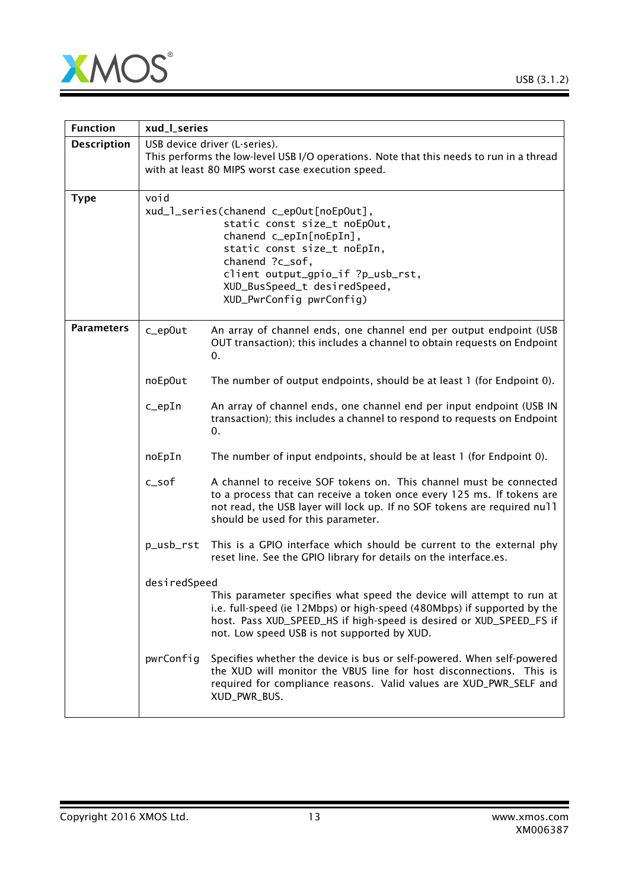| Function | xud_l_series |
| --- | --- |
| Description | USB device driver (L-series).<br>This performs the low-level USB I/O operations. Note that this needs to run in a thread with at least 80 MIPS worst case execution speed. |
| Type | `void`<br>`xud_l_series(chanend c_epOut[noEpOut],`<br>`static const size_t noEpOut,`<br>`chanend c_epIn[noEpIn],`<br>`static const size_t noEpIn,`<br>`chanend ?c_sof,`<br>`client output_gpio_if ?p_usb_rst,`<br>`XUD_BusSpeed_t desiredSpeed,`<br>`XUD_PwrConfig pwrConfig)` |
| Parameters | `c_epOut` An array of channel ends, one channel end per output endpoint (USB OUT transaction); this includes a channel to obtain requests on Endpoint 0.<br><br>`noEpOut` The number of output endpoints, should be at least 1 (for Endpoint 0).<br><br>`c_epIn` An array of channel ends, one channel end per input endpoint (USB IN transaction); this includes a channel to respond to requests on Endpoint 0.<br><br>`noEpIn` The number of input endpoints, should be at least 1 (for Endpoint 0).<br><br>`c_sof` A channel to receive SOF tokens on. This channel must be connected to a process that can receive a token once every 125 ms. If tokens are not read, the USB layer will lock up. If no SOF tokens are required `null` should be used for this parameter.<br><br>`p_usb_rst` This is a GPIO interface which should be current to the external phy reset line. See the GPIO library for details on the interface.es.<br><br>`desiredSpeed` This parameter specifies what speed the device will attempt to run at i.e. full-speed (ie 12Mbps) or high-speed (480Mbps) if supported by the host. Pass XUD_SPEED_HS if high-speed is desired or XUD_SPEED_FS if not. Low speed USB is not supported by XUD.<br><br>`pwrConfig` Specifies whether the device is bus or self-powered. When self-powered the XUD will monitor the VBUS line for host disconnections. This is required for compliance reasons. Valid values are XUD_PWR_SELF and XUD_PWR_BUS. |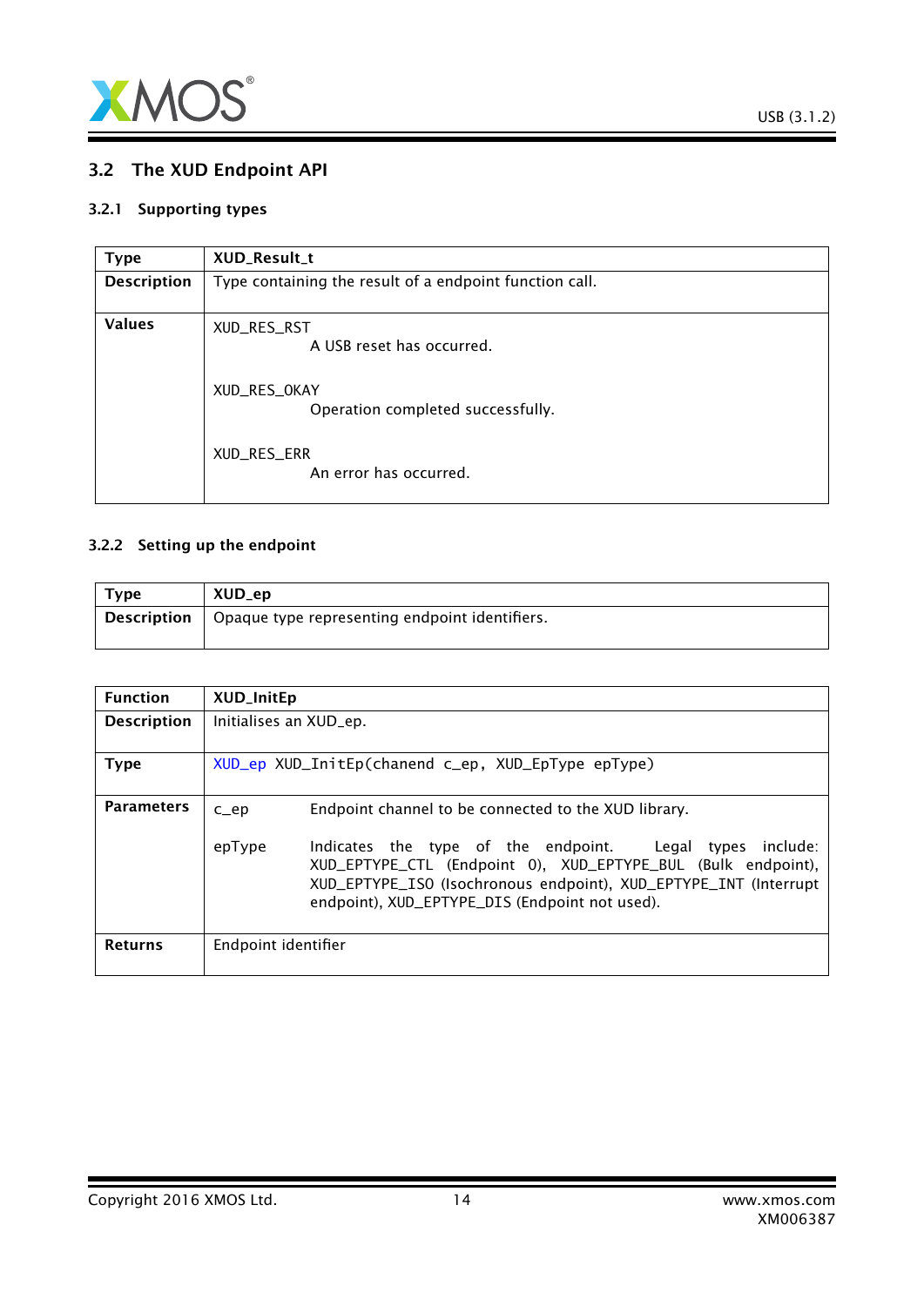## 3.2 The XUD Endpoint API

### 3.2.1 Supporting types

| Type | XUD_Result_t |
|---|---|
| Description | Type containing the result of a endpoint function call. |
| Values | XUD_RES_RST<br>A USB reset has occurred.<br><br>XUD_RES_OKAY<br>Operation completed successfully.<br><br>XUD_RES_ERR<br>An error has occurred. |

### 3.2.2 Setting up the endpoint

| Type | XUD_ep |
|---|---|
| Description | Opaque type representing endpoint identifiers. |

| Function | XUD_InitEp |
|---|---|
| Description | Initialises an XUD_ep. |
| Type | `XUD_ep XUD_InitEp(chanend c_ep, XUD_EpType epType)` |
| Parameters | c_ep: Endpoint channel to be connected to the XUD library.<br><br>epType: Indicates the type of the endpoint. Legal types include: XUD_EPTYPE_CTL (Endpoint 0), XUD_EPTYPE_BUL (Bulk endpoint), XUD_EPTYPE_ISO (Isochronous endpoint), XUD_EPTYPE_INT (Interrupt endpoint), XUD_EPTYPE_DIS (Endpoint not used). |
| Returns | Endpoint identifier |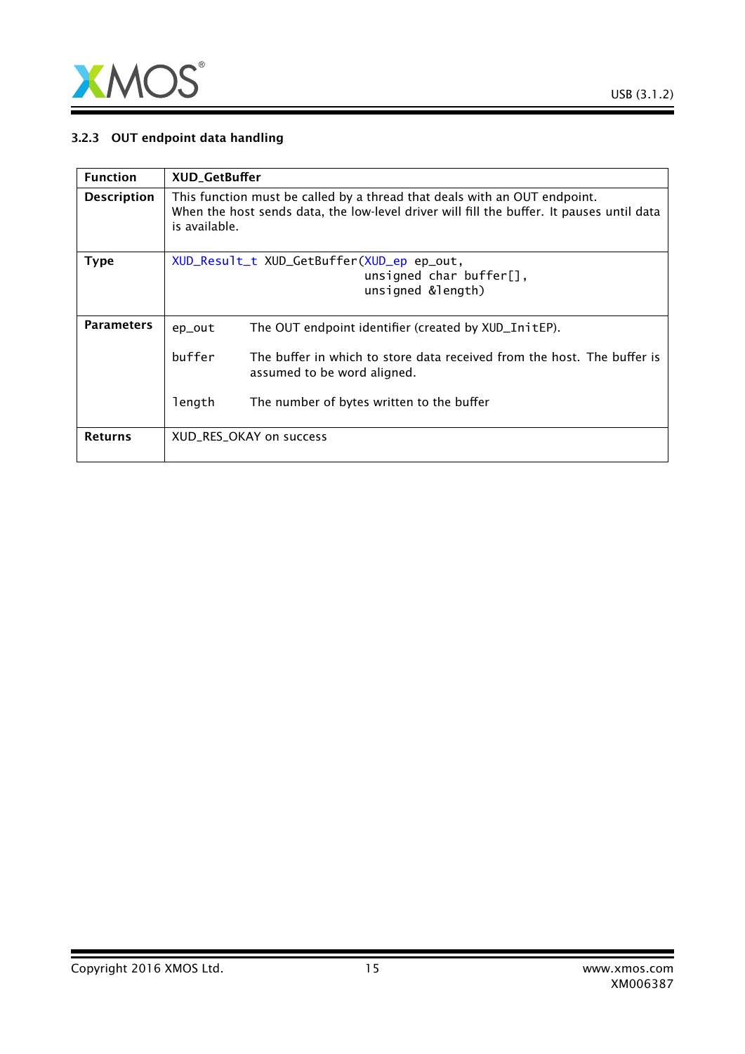### 3.2.3 OUT endpoint data handling

| Function | XUD_GetBuffer |
|---|---|
| **Description** | This function must be called by a thread that deals with an OUT endpoint. When the host sends data, the low-level driver will fill the buffer. It pauses until data is available. |
| **Type** | `XUD_Result_t XUD_GetBuffer(XUD_ep ep_out, unsigned char buffer[], unsigned &length)` |
| **Parameters** | `ep_out` The OUT endpoint identifier (created by `XUD_InitEP`).<br><br>`buffer` The buffer in which to store data received from the host. The buffer is assumed to be word aligned.<br><br>`length` The number of bytes written to the buffer |
| **Returns** | XUD_RES_OKAY on success |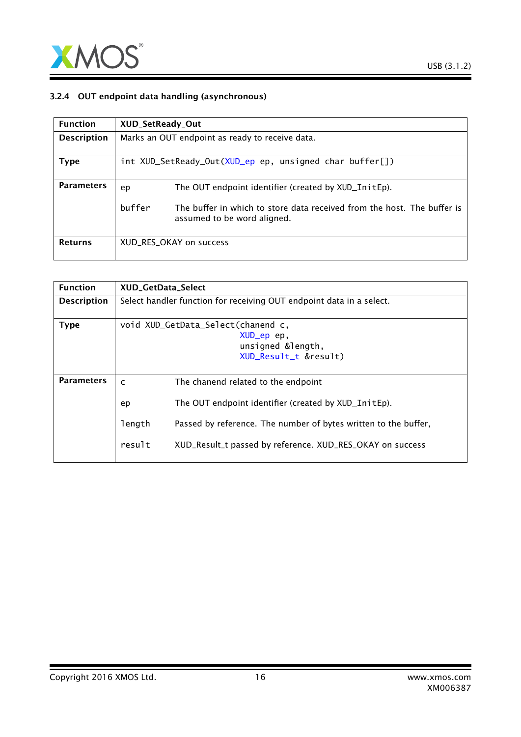### 3.2.4 OUT endpoint data handling (asynchronous)

| Function | XUD_SetReady_Out |
|---|---|
| Description | Marks an OUT endpoint as ready to receive data. |
| Type | `int XUD_SetReady_Out(XUD_ep ep, unsigned char buffer[])` |
| Parameters | `ep` The OUT endpoint identifier (created by XUD_InitEp).<br>`buffer` The buffer in which to store data received from the host. The buffer is assumed to be word aligned. |
| Returns | XUD_RES_OKAY on success |

| Function | XUD_GetData_Select |
|---|---|
| Description | Select handler function for receiving OUT endpoint data in a select. |
| Type | `void XUD_GetData_Select(chanend c, XUD_ep ep, unsigned &length, XUD_Result_t &result)` |
| Parameters | `c` The chanend related to the endpoint<br>`ep` The OUT endpoint identifier (created by XUD_InitEp).<br>`length` Passed by reference. The number of bytes written to the buffer,<br>`result` XUD_Result_t passed by reference. XUD_RES_OKAY on success |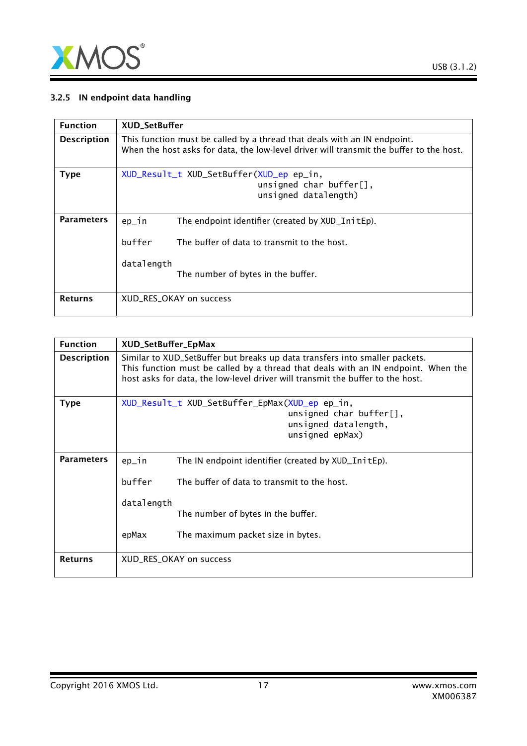### 3.2.5 IN endpoint data handling

| Function | XUD_SetBuffer |
|---|---|
| Description | This function must be called by a thread that deals with an IN endpoint. When the host asks for data, the low-level driver will transmit the buffer to the host. |
| Type | `XUD_Result_t XUD_SetBuffer(XUD_ep ep_in, unsigned char buffer[], unsigned datalength)` |
| Parameters | `ep_in` The endpoint identifier (created by XUD_InitEp).<br>`buffer` The buffer of data to transmit to the host.<br>`datalength` The number of bytes in the buffer. |
| Returns | XUD_RES_OKAY on success |

| Function | XUD_SetBuffer_EpMax |
|---|---|
| Description | Similar to XUD_SetBuffer but breaks up data transfers into smaller packets. This function must be called by a thread that deals with an IN endpoint. When the host asks for data, the low-level driver will transmit the buffer to the host. |
| Type | `XUD_Result_t XUD_SetBuffer_EpMax(XUD_ep ep_in, unsigned char buffer[], unsigned datalength, unsigned epMax)` |
| Parameters | `ep_in` The IN endpoint identifier (created by XUD_InitEp).<br>`buffer` The buffer of data to transmit to the host.<br>`datalength` The number of bytes in the buffer.<br>`epMax` The maximum packet size in bytes. |
| Returns | XUD_RES_OKAY on success |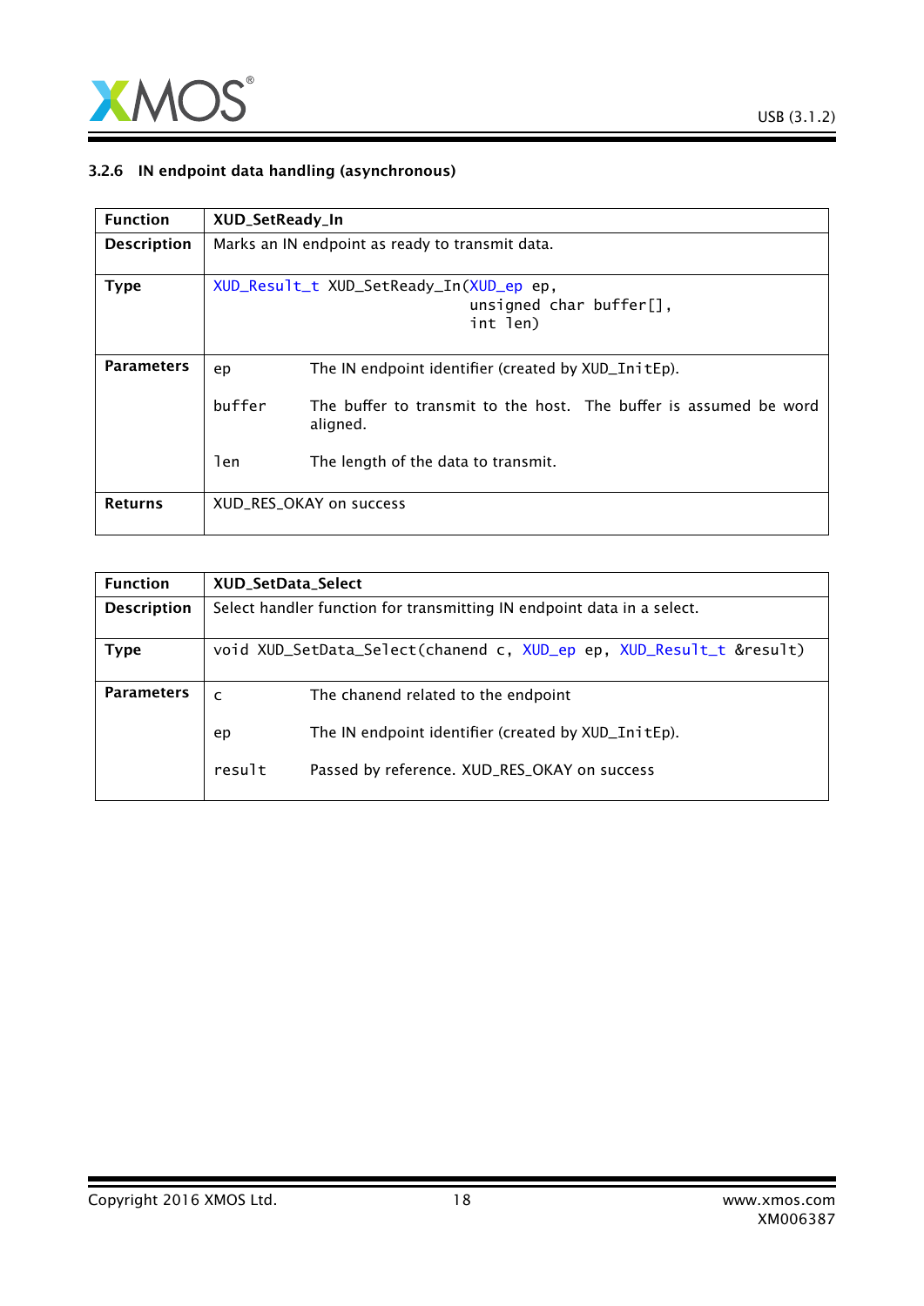### 3.2.6 IN endpoint data handling (asynchronous)

| Function | XUD_SetReady_In |
|---|---|
| Description | Marks an IN endpoint as ready to transmit data. |
| Type | `XUD_Result_t XUD_SetReady_In(XUD_ep ep, unsigned char buffer[], int len)` |
| Parameters | `ep` The IN endpoint identifier (created by `XUD_InitEp`).<br>`buffer` The buffer to transmit to the host. The buffer is assumed be word aligned.<br>`len` The length of the data to transmit. |
| Returns | XUD_RES_OKAY on success |

| Function | XUD_SetData_Select |
|---|---|
| Description | Select handler function for transmitting IN endpoint data in a select. |
| Type | `void XUD_SetData_Select(chanend c, XUD_ep ep, XUD_Result_t &result)` |
| Parameters | `c` The chanend related to the endpoint<br>`ep` The IN endpoint identifier (created by `XUD_InitEp`).<br>`result` Passed by reference. XUD_RES_OKAY on success |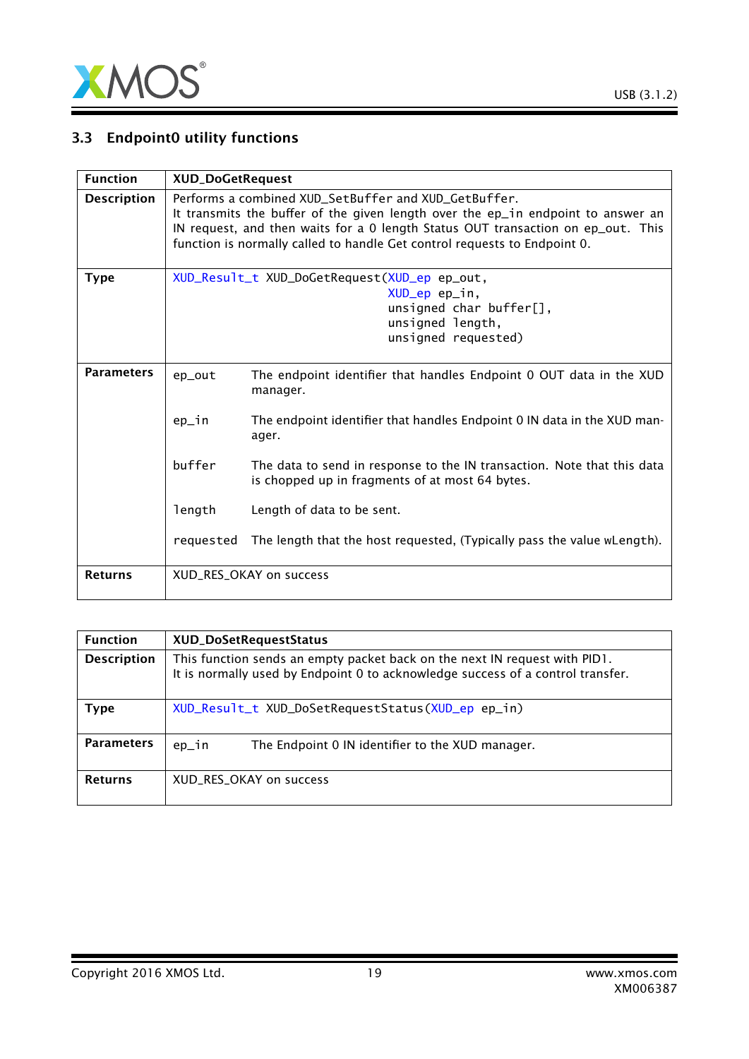## 3.3 Endpoint0 utility functions

| Function | XUD_DoGetRequest |
|---|---|
| Description | Performs a combined XUD_SetBuffer and XUD_GetBuffer.<br>It transmits the buffer of the given length over the ep_in endpoint to answer an IN request, and then waits for a 0 length Status OUT transaction on ep_out. This function is normally called to handle Get control requests to Endpoint 0. |
| Type | `XUD_Result_t XUD_DoGetRequest(XUD_ep ep_out, XUD_ep ep_in, unsigned char buffer[], unsigned length, unsigned requested)` |
| Parameters | `ep_out` The endpoint identifier that handles Endpoint 0 OUT data in the XUD manager.<br><br>`ep_in` The endpoint identifier that handles Endpoint 0 IN data in the XUD manager.<br><br>`buffer` The data to send in response to the IN transaction. Note that this data is chopped up in fragments of at most 64 bytes.<br><br>`length` Length of data to be sent.<br><br>`requested` The length that the host requested, (Typically pass the value wLength). |
| Returns | XUD_RES_OKAY on success |

| Function | XUD_DoSetRequestStatus |
|---|---|
| Description | This function sends an empty packet back on the next IN request with PID1.<br>It is normally used by Endpoint 0 to acknowledge success of a control transfer. |
| Type | `XUD_Result_t XUD_DoSetRequestStatus(XUD_ep ep_in)` |
| Parameters | `ep_in` The Endpoint 0 IN identifier to the XUD manager. |
| Returns | XUD_RES_OKAY on success |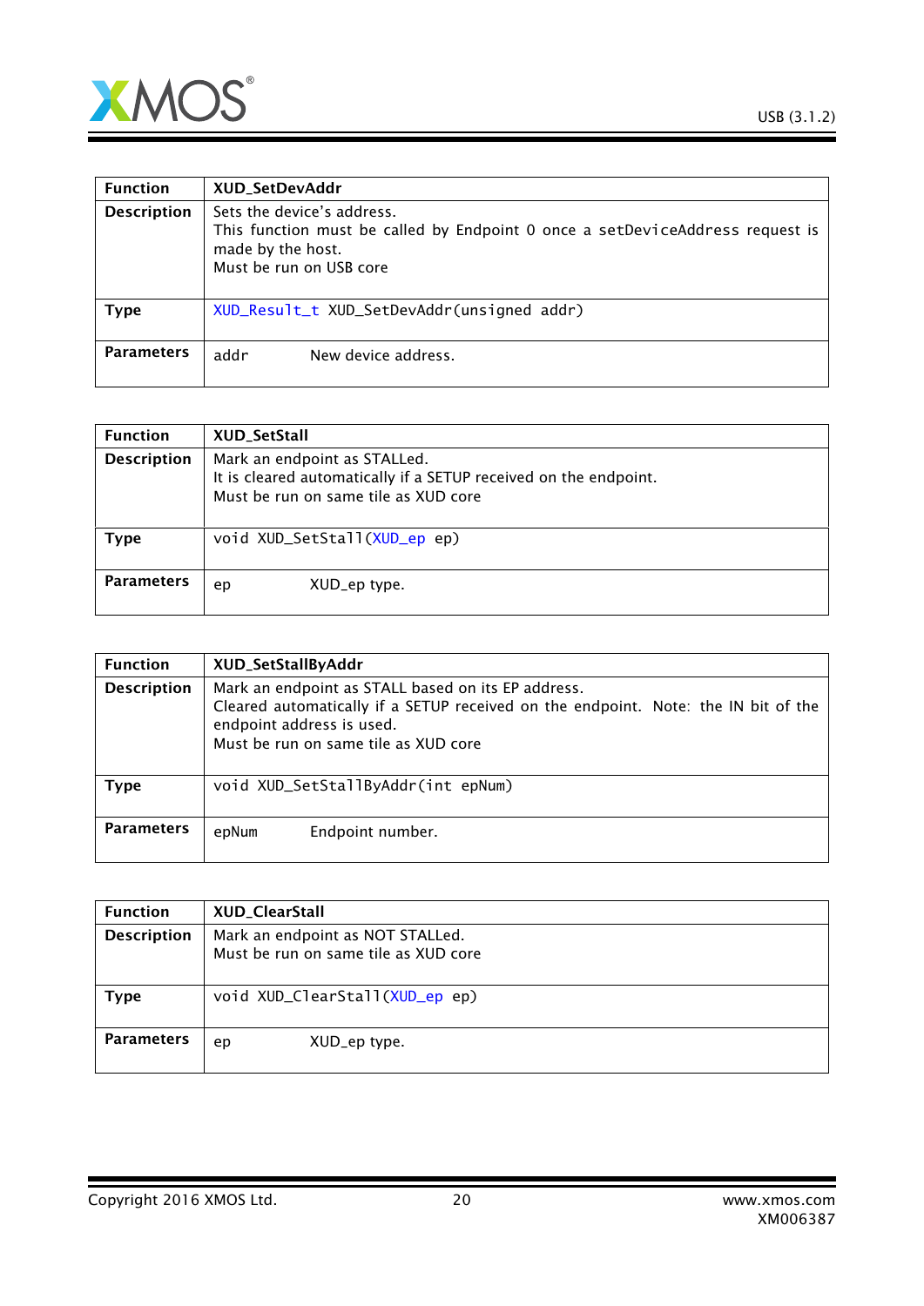| Function | XUD_SetDevAddr |
|---|---|
| Description | Sets the device's address.<br>This function must be called by Endpoint 0 once a setDeviceAddress request is made by the host.<br>Must be run on USB core |
| Type | `XUD_Result_t XUD_SetDevAddr(unsigned addr)` |
| Parameters | `addr` New device address. |

| Function | XUD_SetStall |
|---|---|
| Description | Mark an endpoint as STALLed.<br>It is cleared automatically if a SETUP received on the endpoint.<br>Must be run on same tile as XUD core |
| Type | `void XUD_SetStall(XUD_ep ep)` |
| Parameters | `ep` XUD_ep type. |

| Function | XUD_SetStallByAddr |
|---|---|
| Description | Mark an endpoint as STALL based on its EP address.<br>Cleared automatically if a SETUP received on the endpoint. Note: the IN bit of the endpoint address is used.<br>Must be run on same tile as XUD core |
| Type | `void XUD_SetStallByAddr(int epNum)` |
| Parameters | `epNum` Endpoint number. |

| Function | XUD_ClearStall |
|---|---|
| Description | Mark an endpoint as NOT STALLed.<br>Must be run on same tile as XUD core |
| Type | `void XUD_ClearStall(XUD_ep ep)` |
| Parameters | `ep` XUD_ep type. |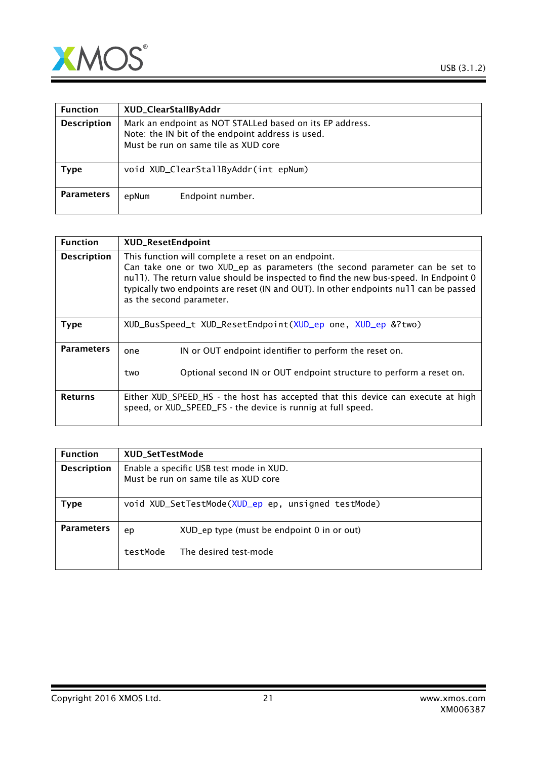| Function | XUD_ClearStallByAddr |
| --- | --- |
| Description | Mark an endpoint as NOT STALLed based on its EP address.<br>Note: the IN bit of the endpoint address is used.<br>Must be run on same tile as XUD core |
| Type | `void XUD_ClearStallByAddr(int epNum)` |
| Parameters | `epNum` Endpoint number. |

| Function | XUD_ResetEndpoint |
| --- | --- |
| Description | This function will complete a reset on an endpoint.<br>Can take one or two XUD_ep as parameters (the second parameter can be set to `null`). The return value should be inspected to find the new bus-speed. In Endpoint 0 typically two endpoints are reset (IN and OUT). In other endpoints `null` can be passed as the second parameter. |
| Type | `XUD_BusSpeed_t XUD_ResetEndpoint(XUD_ep one, XUD_ep &?two)` |
| Parameters | `one` IN or OUT endpoint identifier to perform the reset on.<br><br>`two` Optional second IN or OUT endpoint structure to perform a reset on. |
| Returns | Either XUD_SPEED_HS - the host has accepted that this device can execute at high speed, or XUD_SPEED_FS - the device is runnig at full speed. |

| Function | XUD_SetTestMode |
| --- | --- |
| Description | Enable a specific USB test mode in XUD.<br>Must be run on same tile as XUD core |
| Type | `void XUD_SetTestMode(XUD_ep ep, unsigned testMode)` |
| Parameters | `ep` XUD_ep type (must be endpoint 0 in or out)<br><br>`testMode` The desired test-mode |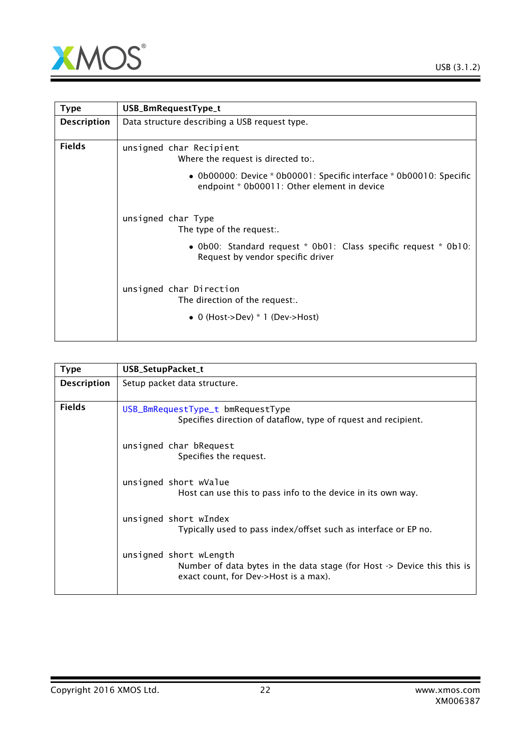| Type | USB_BmRequestType_t |
|---|---|
| Description | Data structure describing a USB request type. |
| Fields | `unsigned char Recipient`<br>Where the request is directed to:.<br>• 0b00000: Device * 0b00001: Specific interface * 0b00010: Specific endpoint * 0b00011: Other element in device<br><br>`unsigned char Type`<br>The type of the request:.<br>• 0b00: Standard request * 0b01: Class specific request * 0b10: Request by vendor specific driver<br><br>`unsigned char Direction`<br>The direction of the request:.<br>• 0 (Host->Dev) * 1 (Dev->Host) |

| Type | USB_SetupPacket_t |
|---|---|
| Description | Setup packet data structure. |
| Fields | `USB_BmRequestType_t bmRequestType`<br>Specifies direction of dataflow, type of rquest and recipient.<br><br>`unsigned char bRequest`<br>Specifies the request.<br><br>`unsigned short wValue`<br>Host can use this to pass info to the device in its own way.<br><br>`unsigned short wIndex`<br>Typically used to pass index/offset such as interface or EP no.<br><br>`unsigned short wLength`<br>Number of data bytes in the data stage (for Host -> Device this this is exact count, for Dev->Host is a max). |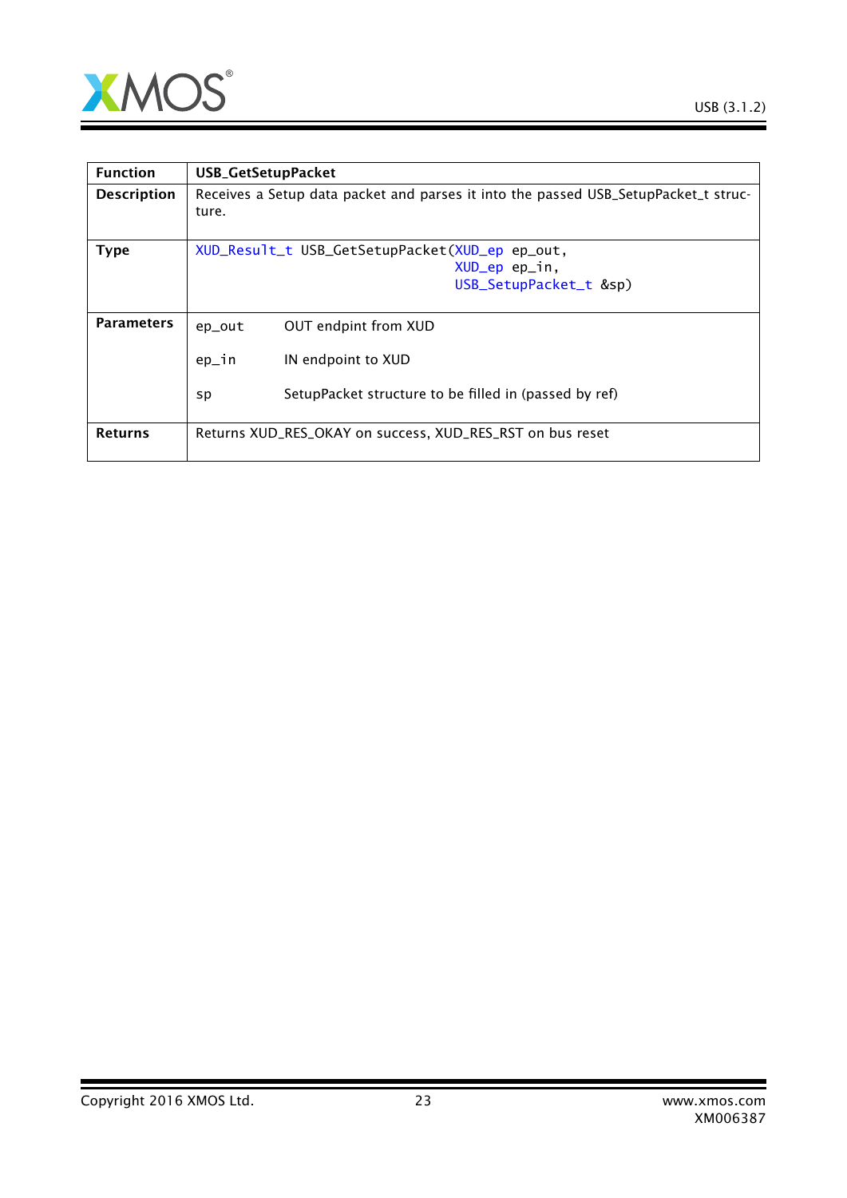| Function | USB_GetSetupPacket |
|---|---|
| Description | Receives a Setup data packet and parses it into the passed USB_SetupPacket_t structure. |
| Type | `XUD_Result_t USB_GetSetupPacket(XUD_ep ep_out, XUD_ep ep_in, USB_SetupPacket_t &sp)` |
| Parameters | `ep_out` OUT endpint from XUD<br><br>`ep_in` IN endpoint to XUD<br><br>`sp` SetupPacket structure to be filled in (passed by ref) |
| Returns | Returns XUD_RES_OKAY on success, XUD_RES_RST on bus reset |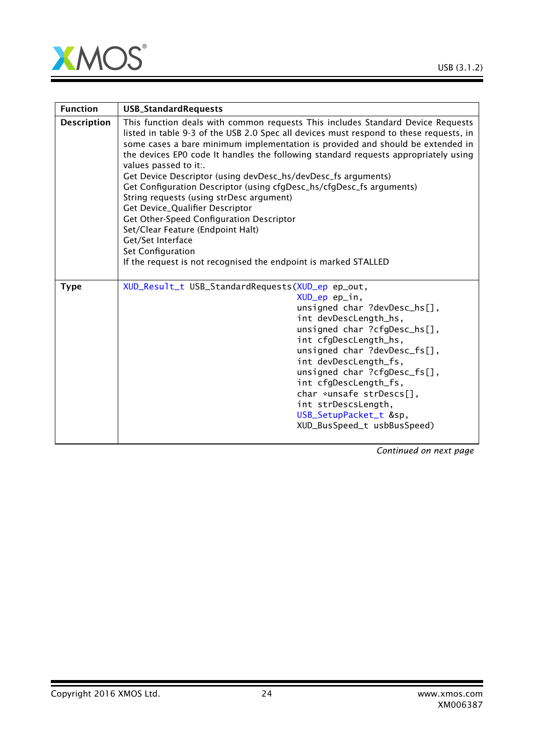| Function | USB_StandardRequests |
|---|---|
| Description | This function deals with common requests This includes Standard Device Requests listed in table 9-3 of the USB 2.0 Spec all devices must respond to these requests, in some cases a bare minimum implementation is provided and should be extended in the devices EP0 code It handles the following standard requests appropriately using values passed to it:.<br>Get Device Descriptor (using devDesc_hs/devDesc_fs arguments)<br>Get Configuration Descriptor (using cfgDesc_hs/cfgDesc_fs arguments)<br>String requests (using strDesc argument)<br>Get Device_Qualifier Descriptor<br>Get Other-Speed Configuration Descriptor<br>Set/Clear Feature (Endpoint Halt)<br>Get/Set Interface<br>Set Configuration<br>If the request is not recognised the endpoint is marked STALLED |
| Type | `XUD_Result_t USB_StandardRequests(XUD_ep ep_out, XUD_ep ep_in, unsigned char ?devDesc_hs[], int devDescLength_hs, unsigned char ?cfgDesc_hs[], int cfgDescLength_hs, unsigned char ?devDesc_fs[], int devDescLength_fs, unsigned char ?cfgDesc_fs[], int cfgDescLength_fs, char *unsafe strDescs[], int strDescsLength, USB_SetupPacket_t &sp, XUD_BusSpeed_t usbBusSpeed)` |

*Continued on next page*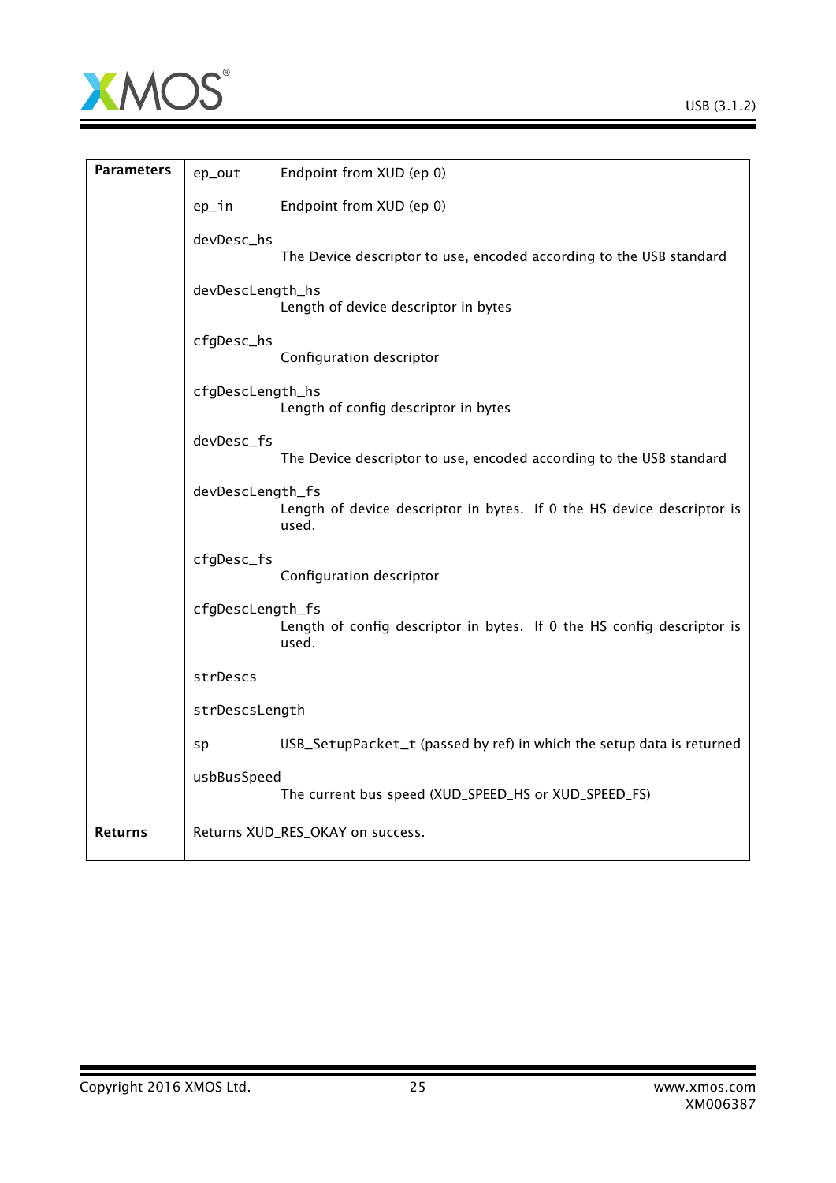| | | |
|---|---|---|
| **Parameters** | ep_out | Endpoint from XUD (ep 0) |
| | ep_in | Endpoint from XUD (ep 0) |
| | devDesc_hs | The Device descriptor to use, encoded according to the USB standard |
| | devDescLength_hs | Length of device descriptor in bytes |
| | cfgDesc_hs | Configuration descriptor |
| | cfgDescLength_hs | Length of config descriptor in bytes |
| | devDesc_fs | The Device descriptor to use, encoded according to the USB standard |
| | devDescLength_fs | Length of device descriptor in bytes. If 0 the HS device descriptor is used. |
| | cfgDesc_fs | Configuration descriptor |
| | cfgDescLength_fs | Length of config descriptor in bytes. If 0 the HS config descriptor is used. |
| | strDescs | |
| | strDescsLength | |
| | sp | USB_SetupPacket_t (passed by ref) in which the setup data is returned |
| | usbBusSpeed | The current bus speed (XUD_SPEED_HS or XUD_SPEED_FS) |
| **Returns** | Returns XUD_RES_OKAY on success. | |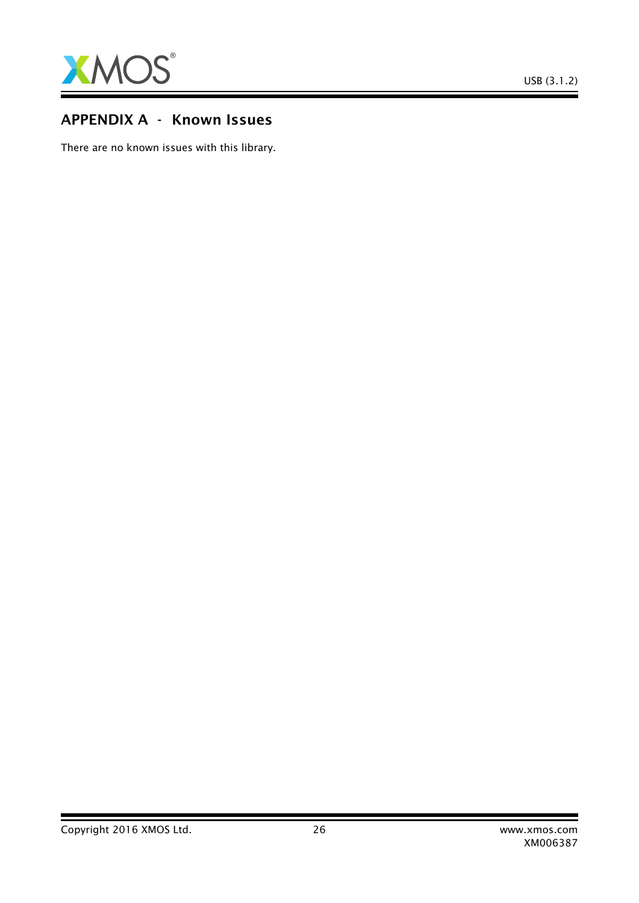## APPENDIX A - Known Issues

There are no known issues with this library.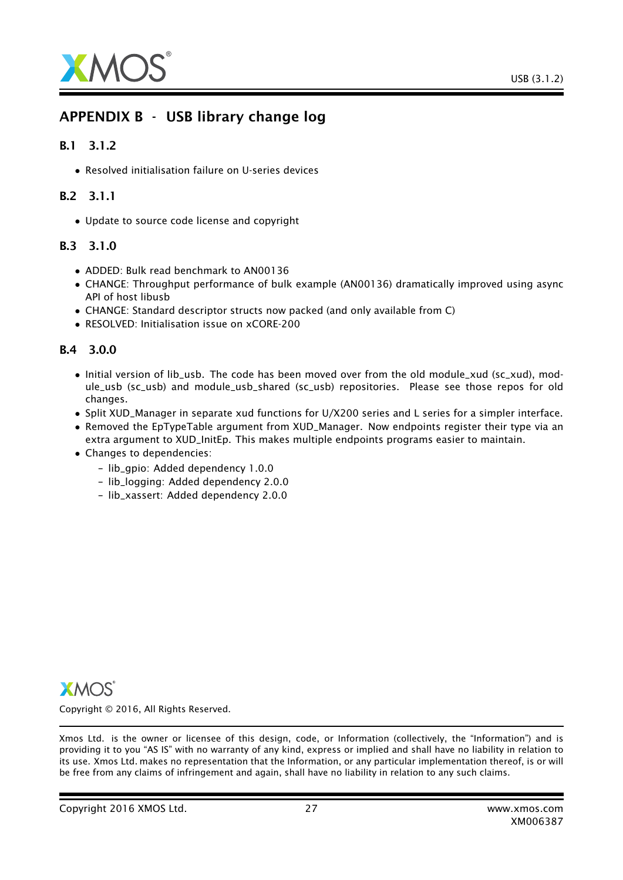# APPENDIX B - USB library change log

## B.1 3.1.2

- Resolved initialisation failure on U-series devices

## B.2 3.1.1

- Update to source code license and copyright

## B.3 3.1.0

- ADDED: Bulk read benchmark to AN00136
- CHANGE: Throughput performance of bulk example (AN00136) dramatically improved using async API of host libusb
- CHANGE: Standard descriptor structs now packed (and only available from C)
- RESOLVED: Initialisation issue on xCORE-200

## B.4 3.0.0

- Initial version of lib_usb. The code has been moved over from the old module_xud (sc_xud), module_usb (sc_usb) and module_usb_shared (sc_usb) repositories. Please see those repos for old changes.
- Split XUD_Manager in separate xud functions for U/X200 series and L series for a simpler interface.
- Removed the EpTypeTable argument from XUD_Manager. Now endpoints register their type via an extra argument to XUD_InitEp. This makes multiple endpoints programs easier to maintain.
- Changes to dependencies:
  - lib_gpio: Added dependency 1.0.0
  - lib_logging: Added dependency 2.0.0
  - lib_xassert: Added dependency 2.0.0

Copyright © 2016, All Rights Reserved.

Xmos Ltd. is the owner or licensee of this design, code, or Information (collectively, the "Information") and is providing it to you "AS IS" with no warranty of any kind, express or implied and shall have no liability in relation to its use. Xmos Ltd. makes no representation that the Information, or any particular implementation thereof, is or will be free from any claims of infringement and again, shall have no liability in relation to any such claims.